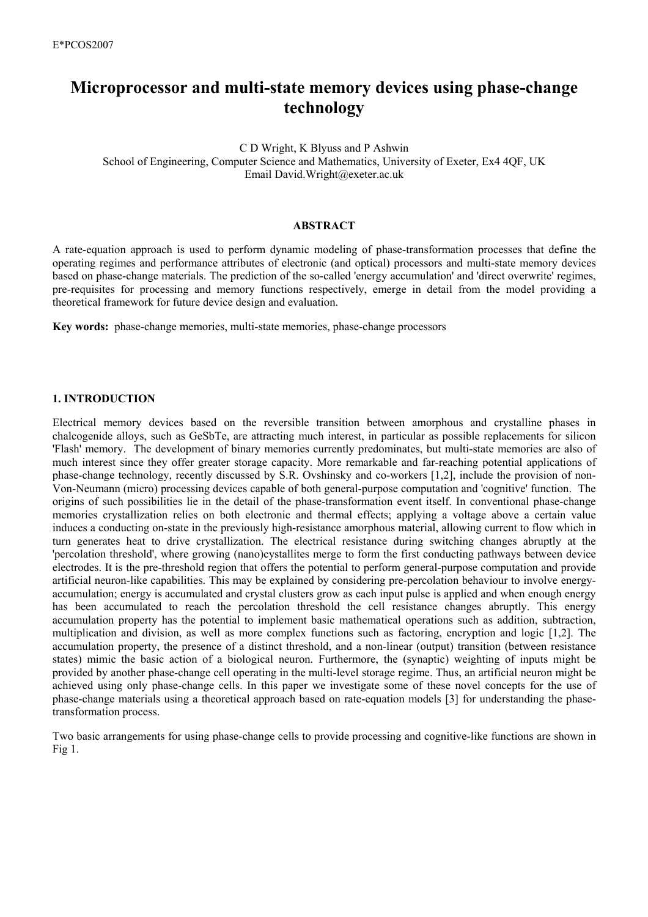# Microprocessor and multi-state memory devices using phase-change technology

C D Wright, K Blyuss and P Ashwin
School of Engineering, Computer Science and Mathematics, University of Exeter, Ex4 4QF, UK
Email David.Wright@exeter.ac.uk

### ABSTRACT

A rate-equation approach is used to perform dynamic modeling of phase-transformation processes that define the operating regimes and performance attributes of electronic (and optical) processors and multi-state memory devices based on phase-change materials. The prediction of the so-called 'energy accumulation' and 'direct overwrite' regimes, pre-requisites for processing and memory functions respectively, emerge in detail from the model providing a theoretical framework for future device design and evaluation.

**Key words:** phase-change memories, multi-state memories, phase-change processors

## 1. INTRODUCTION

Electrical memory devices based on the reversible transition between amorphous and crystalline phases in chalcogenide alloys, such as GeSbTe, are attracting much interest, in particular as possible replacements for silicon 'Flash' memory. The development of binary memories currently predominates, but multi-state memories are also of much interest since they offer greater storage capacity. More remarkable and far-reaching potential applications of phase-change technology, recently discussed by S.R. Ovshinsky and co-workers [1,2], include the provision of non-Von-Neumann (micro) processing devices capable of both general-purpose computation and 'cognitive' function. The origins of such possibilities lie in the detail of the phase-transformation event itself. In conventional phase-change memories crystallization relies on both electronic and thermal effects; applying a voltage above a certain value induces a conducting on-state in the previously high-resistance amorphous material, allowing current to flow which in turn generates heat to drive crystallization. The electrical resistance during switching changes abruptly at the 'percolation threshold', where growing (nano)cystallites merge to form the first conducting pathways between device electrodes. It is the pre-threshold region that offers the potential to perform general-purpose computation and provide artificial neuron-like capabilities. This may be explained by considering pre-percolation behaviour to involve energy-accumulation; energy is accumulated and crystal clusters grow as each input pulse is applied and when enough energy has been accumulated to reach the percolation threshold the cell resistance changes abruptly. This energy accumulation property has the potential to implement basic mathematical operations such as addition, subtraction, multiplication and division, as well as more complex functions such as factoring, encryption and logic [1,2]. The accumulation property, the presence of a distinct threshold, and a non-linear (output) transition (between resistance states) mimic the basic action of a biological neuron. Furthermore, the (synaptic) weighting of inputs might be provided by another phase-change cell operating in the multi-level storage regime. Thus, an artificial neuron might be achieved using only phase-change cells. In this paper we investigate some of these novel concepts for the use of phase-change materials using a theoretical approach based on rate-equation models [3] for understanding the phase-transformation process.

Two basic arrangements for using phase-change cells to provide processing and cognitive-like functions are shown in Fig 1.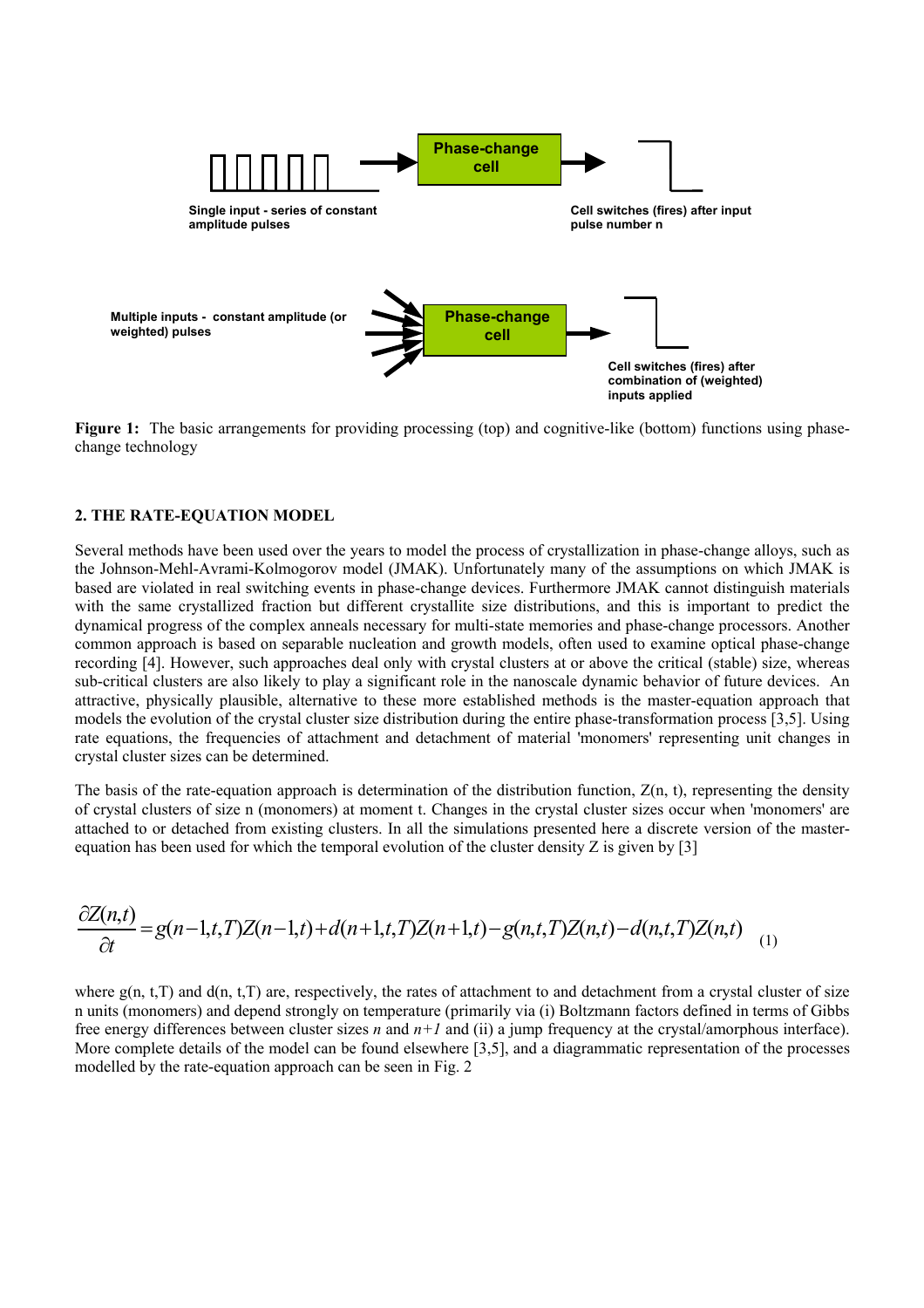Single input - series of constant amplitude pulses

Phase-change cell

Cell switches (fires) after input pulse number n

Multiple inputs - constant amplitude (or weighted) pulses

Phase-change cell

Cell switches (fires) after combination of (weighted) inputs applied

**Figure 1:** The basic arrangements for providing processing (top) and cognitive-like (bottom) functions using phase-change technology

## 2. THE RATE-EQUATION MODEL

Several methods have been used over the years to model the process of crystallization in phase-change alloys, such as the Johnson-Mehl-Avrami-Kolmogorov model (JMAK). Unfortunately many of the assumptions on which JMAK is based are violated in real switching events in phase-change devices. Furthermore JMAK cannot distinguish materials with the same crystallized fraction but different crystallite size distributions, and this is important to predict the dynamical progress of the complex anneals necessary for multi-state memories and phase-change processors. Another common approach is based on separable nucleation and growth models, often used to examine optical phase-change recording [4]. However, such approaches deal only with crystal clusters at or above the critical (stable) size, whereas sub-critical clusters are also likely to play a significant role in the nanoscale dynamic behavior of future devices. An attractive, physically plausible, alternative to these more established methods is the master-equation approach that models the evolution of the crystal cluster size distribution during the entire phase-transformation process [3,5]. Using rate equations, the frequencies of attachment and detachment of material 'monomers' representing unit changes in crystal cluster sizes can be determined.

The basis of the rate-equation approach is determination of the distribution function, Z(n, t), representing the density of crystal clusters of size n (monomers) at moment t. Changes in the crystal cluster sizes occur when 'monomers' are attached to or detached from existing clusters. In all the simulations presented here a discrete version of the master-equation has been used for which the temporal evolution of the cluster density Z is given by [3]

$$\frac{\partial Z(n,t)}{\partial t} = g(n-1,t,T)Z(n-1,t) + d(n+1,t,T)Z(n+1,t) - g(n,t,T)Z(n,t) - d(n,t,T)Z(n,t) \quad (1)$$

where g(n, t,T) and d(n, t,T) are, respectively, the rates of attachment to and detachment from a crystal cluster of size n units (monomers) and depend strongly on temperature (primarily via (i) Boltzmann factors defined in terms of Gibbs free energy differences between cluster sizes *n* and *n+1* and (ii) a jump frequency at the crystal/amorphous interface). More complete details of the model can be found elsewhere [3,5], and a diagrammatic representation of the processes modelled by the rate-equation approach can be seen in Fig. 2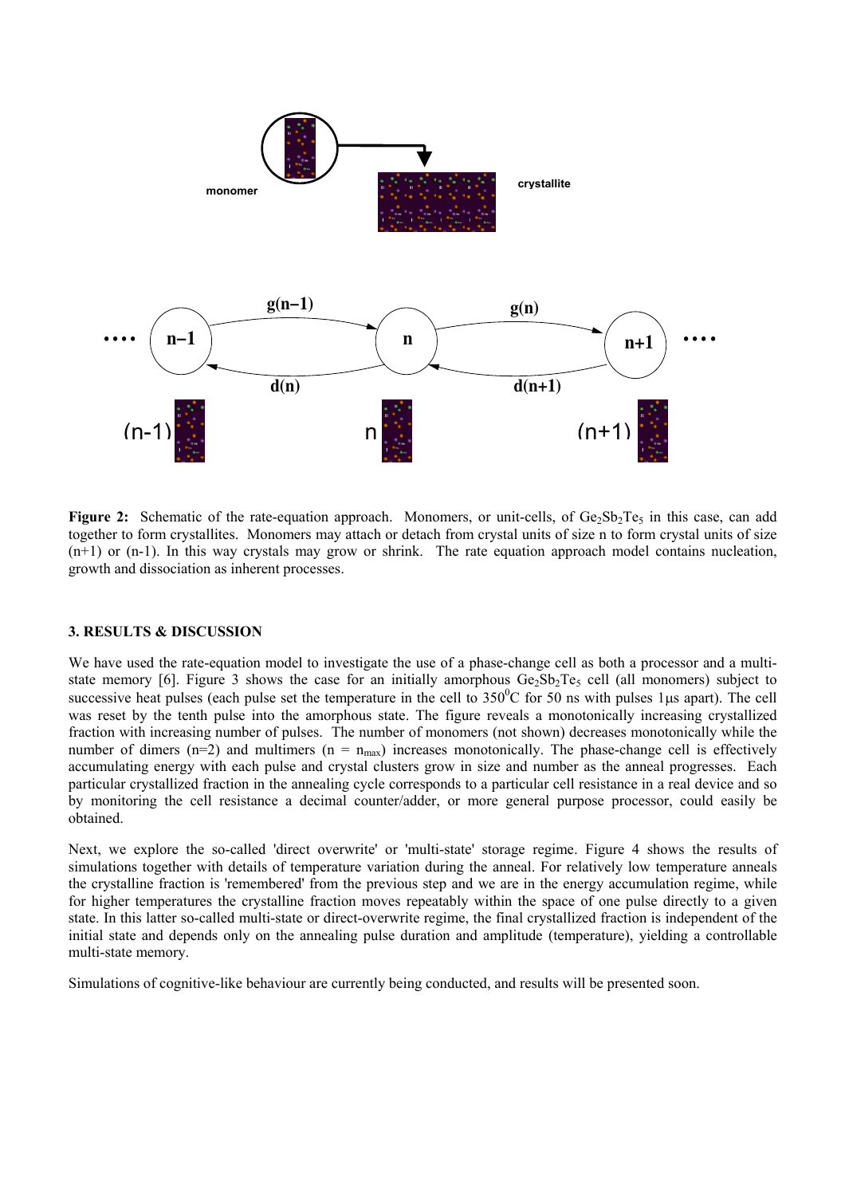monomer

crystallite

g(n−1)

g(n)

•••• n−1 n n+1 ••••

d(n)

d(n+1)

(n-1) n (n+1)

**Figure 2:** Schematic of the rate-equation approach. Monomers, or unit-cells, of $Ge_2Sb_2Te_5$ in this case, can add together to form crystallites. Monomers may attach or detach from crystal units of size n to form crystal units of size (n+1) or (n-1). In this way crystals may grow or shrink. The rate equation approach model contains nucleation, growth and dissociation as inherent processes.

### 3. RESULTS & DISCUSSION

We have used the rate-equation model to investigate the use of a phase-change cell as both a processor and a multi-state memory [6]. Figure 3 shows the case for an initially amorphous $Ge_2Sb_2Te_5$ cell (all monomers) subject to successive heat pulses (each pulse set the temperature in the cell to $350^0$C for 50 ns with pulses 1μs apart). The cell was reset by the tenth pulse into the amorphous state. The figure reveals a monotonically increasing crystallized fraction with increasing number of pulses. The number of monomers (not shown) decreases monotonically while the number of dimers (n=2) and multimers ($n = n_{max}$) increases monotonically. The phase-change cell is effectively accumulating energy with each pulse and crystal clusters grow in size and number as the anneal progresses. Each particular crystallized fraction in the annealing cycle corresponds to a particular cell resistance in a real device and so by monitoring the cell resistance a decimal counter/adder, or more general purpose processor, could easily be obtained.

Next, we explore the so-called 'direct overwrite' or 'multi-state' storage regime. Figure 4 shows the results of simulations together with details of temperature variation during the anneal. For relatively low temperature anneals the crystalline fraction is 'remembered' from the previous step and we are in the energy accumulation regime, while for higher temperatures the crystalline fraction moves repeatably within the space of one pulse directly to a given state. In this latter so-called multi-state or direct-overwrite regime, the final crystallized fraction is independent of the initial state and depends only on the annealing pulse duration and amplitude (temperature), yielding a controllable multi-state memory.

Simulations of cognitive-like behaviour are currently being conducted, and results will be presented soon.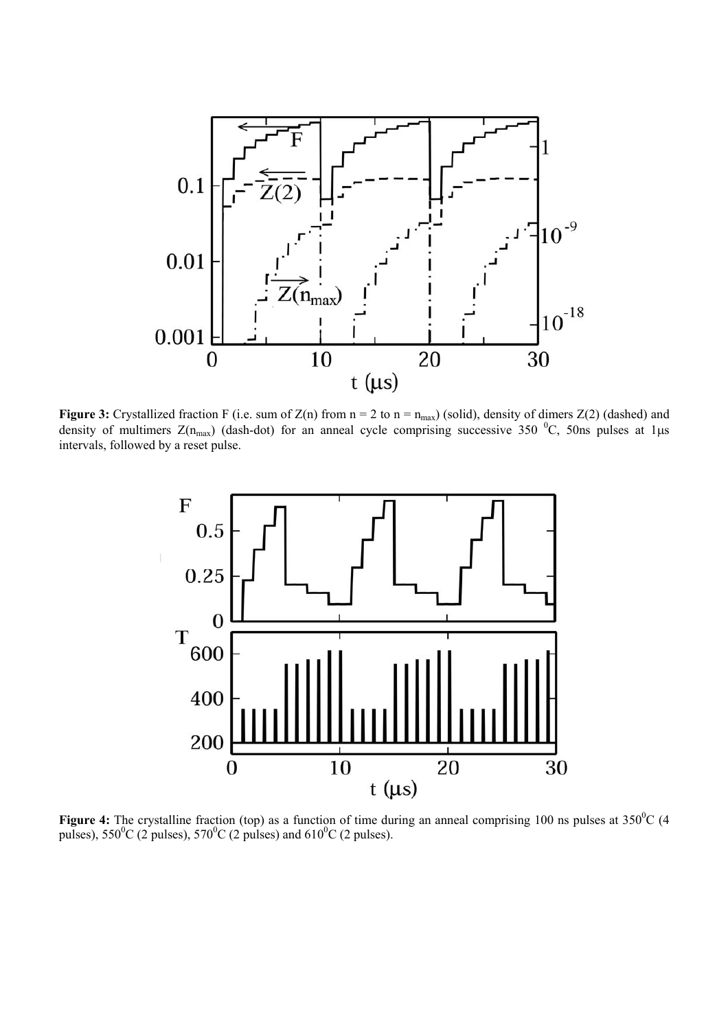F

0.1

Z(2)

0.01

$Z(n_{max})$

0.001

0

10

20

30

t (μs)

1

$10^{-9}$

$10^{-18}$

**Figure 3:** Crystallized fraction F (i.e. sum of Z(n) from n = 2 to n = $n_{max}$) (solid), density of dimers Z(2) (dashed) and density of multimers $Z(n_{max})$ (dash-dot) for an anneal cycle comprising successive 350 $^0$C, 50ns pulses at 1μs intervals, followed by a reset pulse.

F

0.5

0.25

0

T

600

400

200

0

10

20

30

t (μs)

**Figure 4:** The crystalline fraction (top) as a function of time during an anneal comprising 100 ns pulses at 350$^0$C (4 pulses), 550$^0$C (2 pulses), 570$^0$C (2 pulses) and 610$^0$C (2 pulses).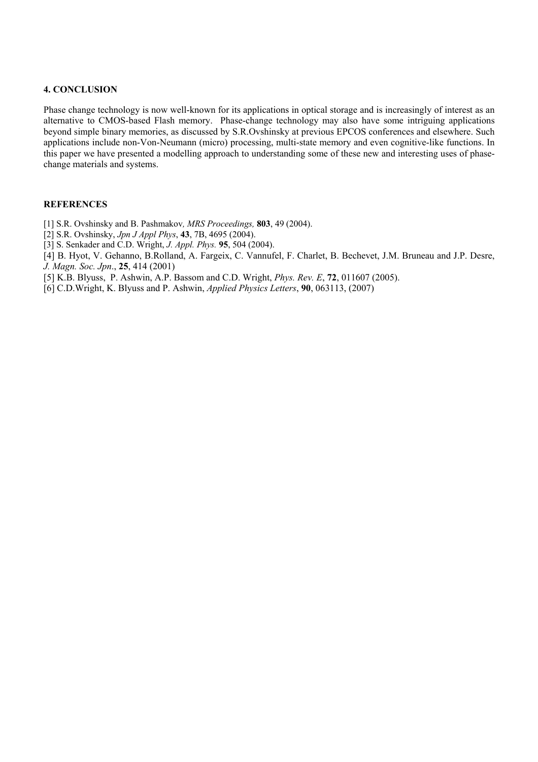## 4. CONCLUSION

Phase change technology is now well-known for its applications in optical storage and is increasingly of interest as an alternative to CMOS-based Flash memory. Phase-change technology may also have some intriguing applications beyond simple binary memories, as discussed by S.R.Ovshinsky at previous EPCOS conferences and elsewhere. Such applications include non-Von-Neumann (micro) processing, multi-state memory and even cognitive-like functions. In this paper we have presented a modelling approach to understanding some of these new and interesting uses of phase-change materials and systems.

## REFERENCES

[1] S.R. Ovshinsky and B. Pashmakov*, MRS Proceedings,* **803**, 49 (2004).

[2] S.R. Ovshinsky, *Jpn J Appl Phys*, **43**, 7B, 4695 (2004).

[3] S. Senkader and C.D. Wright, *J. Appl. Phys.* **95**, 504 (2004).

[4] B. Hyot, V. Gehanno, B.Rolland, A. Fargeix, C. Vannufel, F. Charlet, B. Bechevet, J.M. Bruneau and J.P. Desre, *J. Magn. Soc. Jpn*., **25**, 414 (2001)

[5] K.B. Blyuss, P. Ashwin, A.P. Bassom and C.D. Wright, *Phys. Rev. E*, **72**, 011607 (2005).

[6] C.D.Wright, K. Blyuss and P. Ashwin, *Applied Physics Letters*, **90**, 063113, (2007)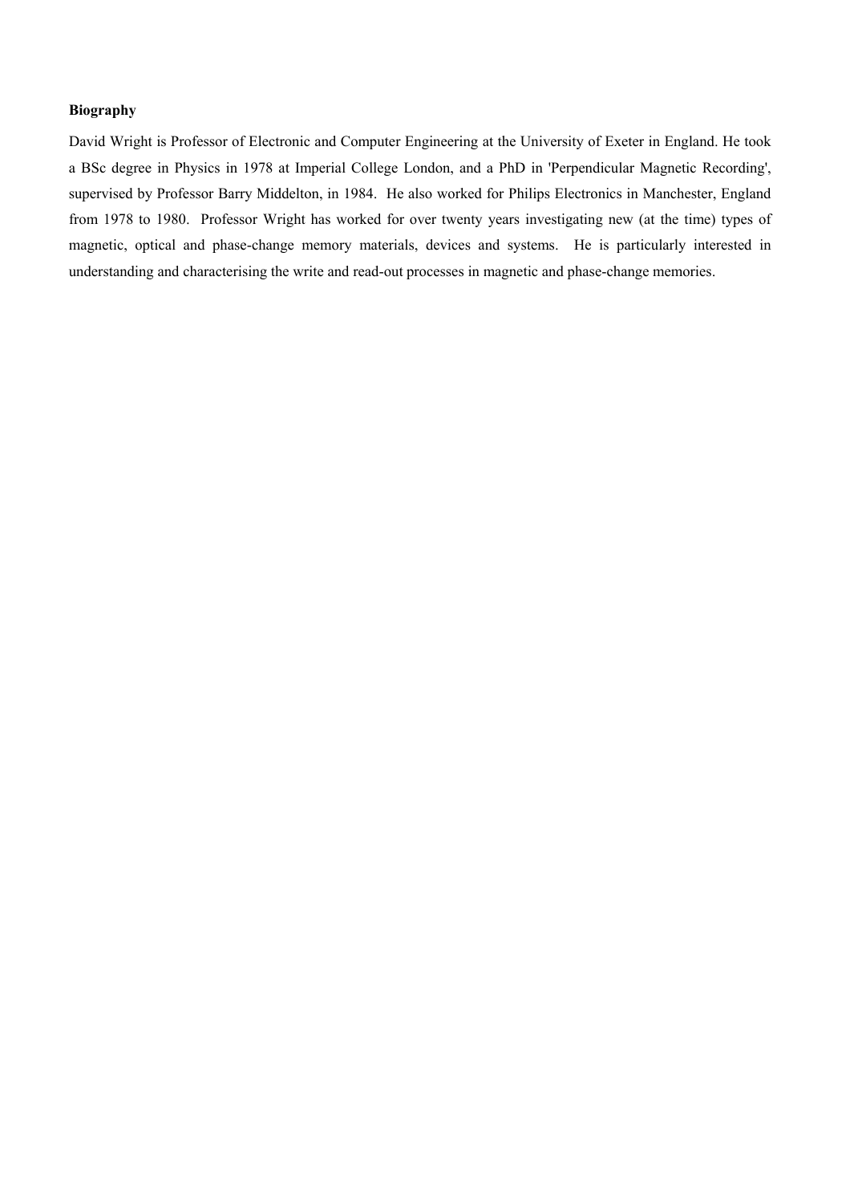**Biography**

David Wright is Professor of Electronic and Computer Engineering at the University of Exeter in England. He took a BSc degree in Physics in 1978 at Imperial College London, and a PhD in 'Perpendicular Magnetic Recording', supervised by Professor Barry Middelton, in 1984. He also worked for Philips Electronics in Manchester, England from 1978 to 1980. Professor Wright has worked for over twenty years investigating new (at the time) types of magnetic, optical and phase-change memory materials, devices and systems. He is particularly interested in understanding and characterising the write and read-out processes in magnetic and phase-change memories.